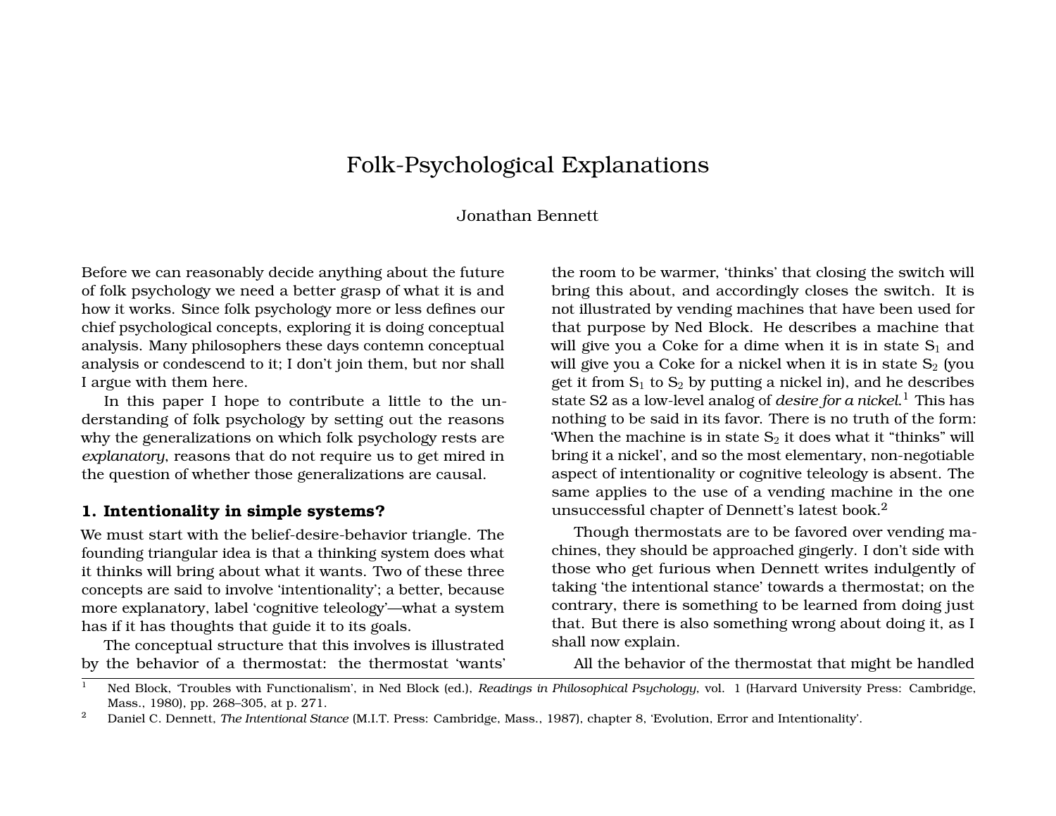# Folk-Psychological Explanations

Jonathan Bennett

Before we can reasonably decide anything about the future of folk psychology we need a better grasp of what it is and how it works. Since folk psychology more or less defines our chief psychological concepts, exploring it is doing conceptual analysis. Many philosophers these days contemn conceptual analysis or condescend to it; I don't join them, but nor shall I argue with them here.

In this paper I hope to contribute a little to the understanding of folk psychology by setting out the reasons why the generalizations on which folk psychology rests are *explanatory*, reasons that do not require us to get mired in the question of whether those generalizations are causal.

## 1. Intentionality in simple systems?

We must start with the belief-desire-behavior triangle. The founding triangular idea is that a thinking system does what it thinks will bring about what it wants. Two of these three concepts are said to involve 'intentionality'; a better, because more explanatory, label 'cognitive teleology'—what a system has if it has thoughts that guide it to its goals.

The conceptual structure that this involves is illustrated by the behavior of a thermostat: the thermostat 'wants' the room to be warmer, 'thinks' that closing the switch will bring this about, and accordingly closes the switch. It is not illustrated by vending machines that have been used for that purpose by Ned Block. He describes a machine that will give you a Coke for a dime when it is in state $S_1$ and will give you a Coke for a nickel when it is in state $S_2$ (you get it from $S_1$ to $S_2$ by putting a nickel in), and he describes state S2 as a low-level analog of *desire for a nickel*.[1] This has nothing to be said in its favor. There is no truth of the form: 'When the machine is in state $S_2$ it does what it "thinks" will bring it a nickel', and so the most elementary, non-negotiable aspect of intentionality or cognitive teleology is absent. The same applies to the use of a vending machine in the one unsuccessful chapter of Dennett's latest book.[2]

Though thermostats are to be favored over vending machines, they should be approached gingerly. I don't side with those who get furious when Dennett writes indulgently of taking 'the intentional stance' towards a thermostat; on the contrary, there is something to be learned from doing just that. But there is also something wrong about doing it, as I shall now explain.

All the behavior of the thermostat that might be handled

---

[1] Ned Block, 'Troubles with Functionalism', in Ned Block (ed.), *Readings in Philosophical Psychology*, vol. 1 (Harvard University Press: Cambridge, Mass., 1980), pp. 268–305, at p. 271.

[2] Daniel C. Dennett, *The Intentional Stance* (M.I.T. Press: Cambridge, Mass., 1987), chapter 8, 'Evolution, Error and Intentionality'.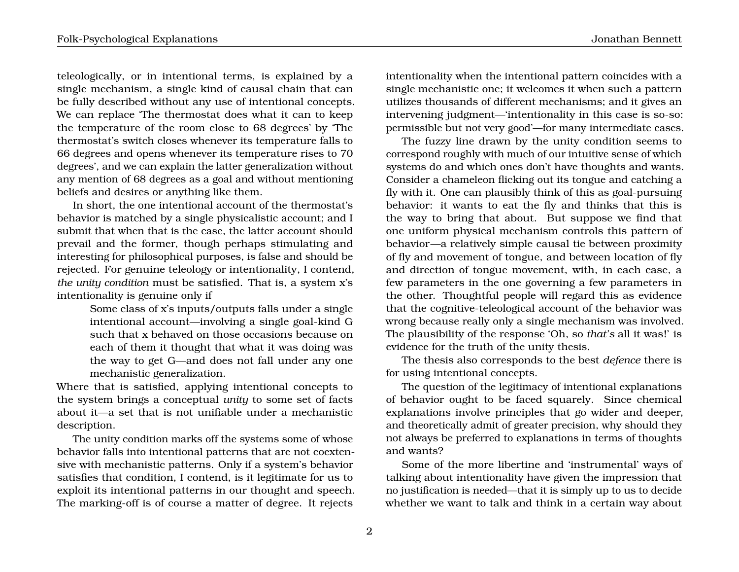teleologically, or in intentional terms, is explained by a single mechanism, a single kind of causal chain that can be fully described without any use of intentional concepts. We can replace 'The thermostat does what it can to keep the temperature of the room close to 68 degrees' by 'The thermostat's switch closes whenever its temperature falls to 66 degrees and opens whenever its temperature rises to 70 degrees', and we can explain the latter generalization without any mention of 68 degrees as a goal and without mentioning beliefs and desires or anything like them.

In short, the one intentional account of the thermostat's behavior is matched by a single physicalistic account; and I submit that when that is the case, the latter account should prevail and the former, though perhaps stimulating and interesting for philosophical purposes, is false and should be rejected. For genuine teleology or intentionality, I contend, *the unity condition* must be satisfied. That is, a system x's intentionality is genuine only if

> Some class of x's inputs/outputs falls under a single intentional account—involving a single goal-kind G such that x behaved on those occasions because on each of them it thought that what it was doing was the way to get G—and does not fall under any one mechanistic generalization.

Where that is satisfied, applying intentional concepts to the system brings a conceptual *unity* to some set of facts about it—a set that is not unifiable under a mechanistic description.

The unity condition marks off the systems some of whose behavior falls into intentional patterns that are not coextensive with mechanistic patterns. Only if a system's behavior satisfies that condition, I contend, is it legitimate for us to exploit its intentional patterns in our thought and speech. The marking-off is of course a matter of degree. It rejects intentionality when the intentional pattern coincides with a single mechanistic one; it welcomes it when such a pattern utilizes thousands of different mechanisms; and it gives an intervening judgment—'intentionality in this case is so-so: permissible but not very good'—for many intermediate cases.

The fuzzy line drawn by the unity condition seems to correspond roughly with much of our intuitive sense of which systems do and which ones don't have thoughts and wants. Consider a chameleon flicking out its tongue and catching a fly with it. One can plausibly think of this as goal-pursuing behavior: it wants to eat the fly and thinks that this is the way to bring that about. But suppose we find that one uniform physical mechanism controls this pattern of behavior—a relatively simple causal tie between proximity of fly and movement of tongue, and between location of fly and direction of tongue movement, with, in each case, a few parameters in the one governing a few parameters in the other. Thoughtful people will regard this as evidence that the cognitive-teleological account of the behavior was wrong because really only a single mechanism was involved. The plausibility of the response 'Oh, so *that's* all it was!' is evidence for the truth of the unity thesis.

The thesis also corresponds to the best *defence* there is for using intentional concepts.

The question of the legitimacy of intentional explanations of behavior ought to be faced squarely. Since chemical explanations involve principles that go wider and deeper, and theoretically admit of greater precision, why should they not always be preferred to explanations in terms of thoughts and wants?

Some of the more libertine and 'instrumental' ways of talking about intentionality have given the impression that no justification is needed—that it is simply up to us to decide whether we want to talk and think in a certain way about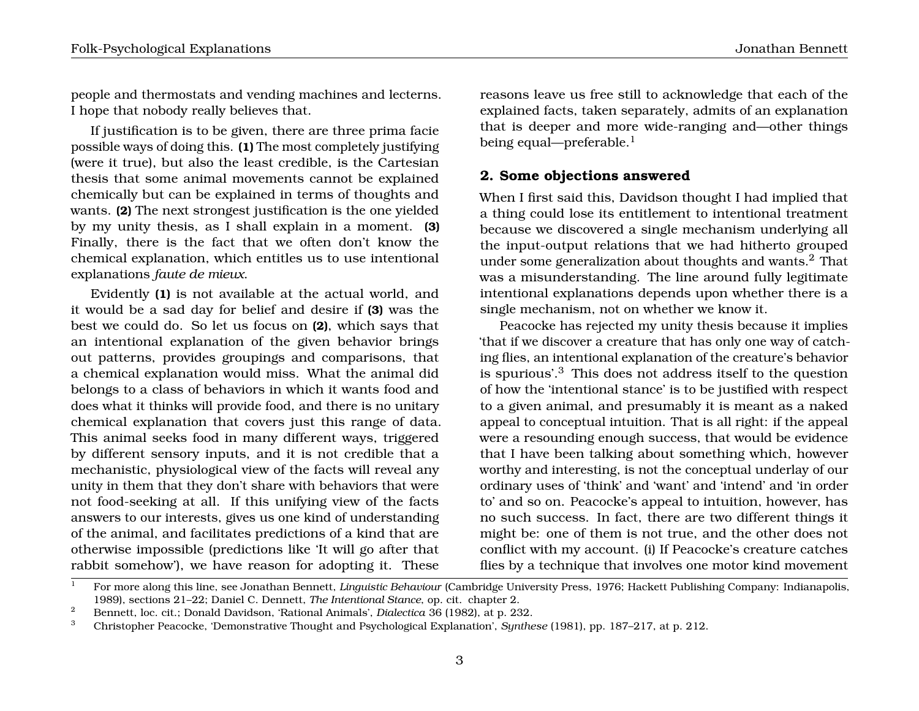people and thermostats and vending machines and lecterns. I hope that nobody really believes that.

If justification is to be given, there are three prima facie possible ways of doing this. **(1)** The most completely justifying (were it true), but also the least credible, is the Cartesian thesis that some animal movements cannot be explained chemically but can be explained in terms of thoughts and wants. **(2)** The next strongest justification is the one yielded by my unity thesis, as I shall explain in a moment. **(3)** Finally, there is the fact that we often don't know the chemical explanation, which entitles us to use intentional explanations *faute de mieux*.

Evidently **(1)** is not available at the actual world, and it would be a sad day for belief and desire if **(3)** was the best we could do. So let us focus on **(2)**, which says that an intentional explanation of the given behavior brings out patterns, provides groupings and comparisons, that a chemical explanation would miss. What the animal did belongs to a class of behaviors in which it wants food and does what it thinks will provide food, and there is no unitary chemical explanation that covers just this range of data. This animal seeks food in many different ways, triggered by different sensory inputs, and it is not credible that a mechanistic, physiological view of the facts will reveal any unity in them that they don't share with behaviors that were not food-seeking at all. If this unifying view of the facts answers to our interests, gives us one kind of understanding of the animal, and facilitates predictions of a kind that are otherwise impossible (predictions like 'It will go after that rabbit somehow'), we have reason for adopting it. These reasons leave us free still to acknowledge that each of the explained facts, taken separately, admits of an explanation that is deeper and more wide-ranging and—other things being equal—preferable.[1]

## 2. Some objections answered

When I first said this, Davidson thought I had implied that a thing could lose its entitlement to intentional treatment because we discovered a single mechanism underlying all the input-output relations that we had hitherto grouped under some generalization about thoughts and wants.[2] That was a misunderstanding. The line around fully legitimate intentional explanations depends upon whether there is a single mechanism, not on whether we know it.

Peacocke has rejected my unity thesis because it implies 'that if we discover a creature that has only one way of catching flies, an intentional explanation of the creature's behavior is spurious'.[3] This does not address itself to the question of how the 'intentional stance' is to be justified with respect to a given animal, and presumably it is meant as a naked appeal to conceptual intuition. That is all right: if the appeal were a resounding enough success, that would be evidence that I have been talking about something which, however worthy and interesting, is not the conceptual underlay of our ordinary uses of 'think' and 'want' and 'intend' and 'in order to' and so on. Peacocke's appeal to intuition, however, has no such success. In fact, there are two different things it might be: one of them is not true, and the other does not conflict with my account. (i) If Peacocke's creature catches flies by a technique that involves one motor kind movement

---

[1] For more along this line, see Jonathan Bennett, *Linguistic Behaviour* (Cambridge University Press, 1976; Hackett Publishing Company: Indianapolis, 1989), sections 21–22; Daniel C. Dennett, *The Intentional Stance*, op. cit. chapter 2.

[2] Bennett, loc. cit.; Donald Davidson, 'Rational Animals', *Dialectica* 36 (1982), at p. 232.

[3] Christopher Peacocke, 'Demonstrative Thought and Psychological Explanation', *Synthese* (1981), pp. 187–217, at p. 212.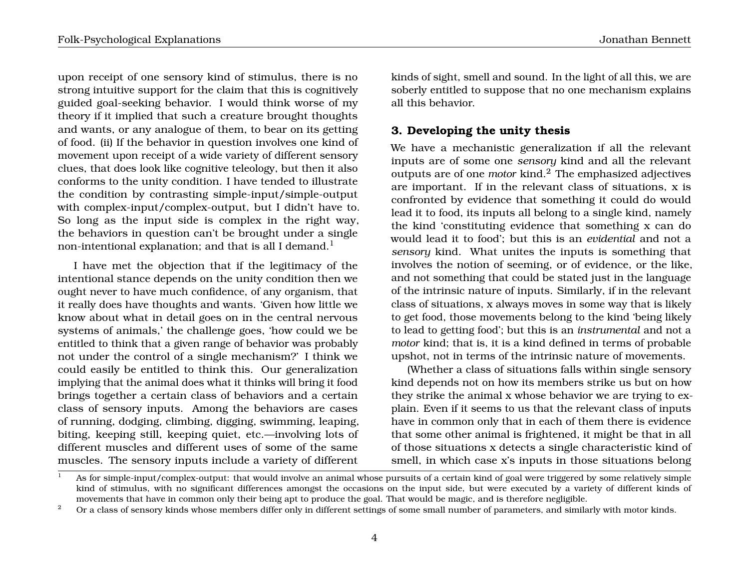upon receipt of one sensory kind of stimulus, there is no strong intuitive support for the claim that this is cognitively guided goal-seeking behavior. I would think worse of my theory if it implied that such a creature brought thoughts and wants, or any analogue of them, to bear on its getting of food. (ii) If the behavior in question involves one kind of movement upon receipt of a wide variety of different sensory clues, that does look like cognitive teleology, but then it also conforms to the unity condition. I have tended to illustrate the condition by contrasting simple-input/simple-output with complex-input/complex-output, but I didn't have to. So long as the input side is complex in the right way, the behaviors in question can't be brought under a single non-intentional explanation; and that is all I demand.[1]

I have met the objection that if the legitimacy of the intentional stance depends on the unity condition then we ought never to have much confidence, of any organism, that it really does have thoughts and wants. 'Given how little we know about what in detail goes on in the central nervous systems of animals,' the challenge goes, 'how could we be entitled to think that a given range of behavior was probably not under the control of a single mechanism?' I think we could easily be entitled to think this. Our generalization implying that the animal does what it thinks will bring it food brings together a certain class of behaviors and a certain class of sensory inputs. Among the behaviors are cases of running, dodging, climbing, digging, swimming, leaping, biting, keeping still, keeping quiet, etc.—involving lots of different muscles and different uses of some of the same muscles. The sensory inputs include a variety of different kinds of sight, smell and sound. In the light of all this, we are soberly entitled to suppose that no one mechanism explains all this behavior.

## 3. Developing the unity thesis

We have a mechanistic generalization if all the relevant inputs are of some one *sensory* kind and all the relevant outputs are of one *motor* kind.[2] The emphasized adjectives are important. If in the relevant class of situations, x is confronted by evidence that something it could do would lead it to food, its inputs all belong to a single kind, namely the kind 'constituting evidence that something x can do would lead it to food'; but this is an *evidential* and not a *sensory* kind. What unites the inputs is something that involves the notion of seeming, or of evidence, or the like, and not something that could be stated just in the language of the intrinsic nature of inputs. Similarly, if in the relevant class of situations, x always moves in some way that is likely to get food, those movements belong to the kind 'being likely to lead to getting food'; but this is an *instrumental* and not a *motor* kind; that is, it is a kind defined in terms of probable upshot, not in terms of the intrinsic nature of movements.

(Whether a class of situations falls within single sensory kind depends not on how its members strike us but on how they strike the animal x whose behavior we are trying to explain. Even if it seems to us that the relevant class of inputs have in common only that in each of them there is evidence that some other animal is frightened, it might be that in all of those situations x detects a single characteristic kind of smell, in which case x's inputs in those situations belong

---

[1] As for simple-input/complex-output: that would involve an animal whose pursuits of a certain kind of goal were triggered by some relatively simple kind of stimulus, with no significant differences amongst the occasions on the input side, but were executed by a variety of different kinds of movements that have in common only their being apt to produce the goal. That would be magic, and is therefore negligible.

[2] Or a class of sensory kinds whose members differ only in different settings of some small number of parameters, and similarly with motor kinds.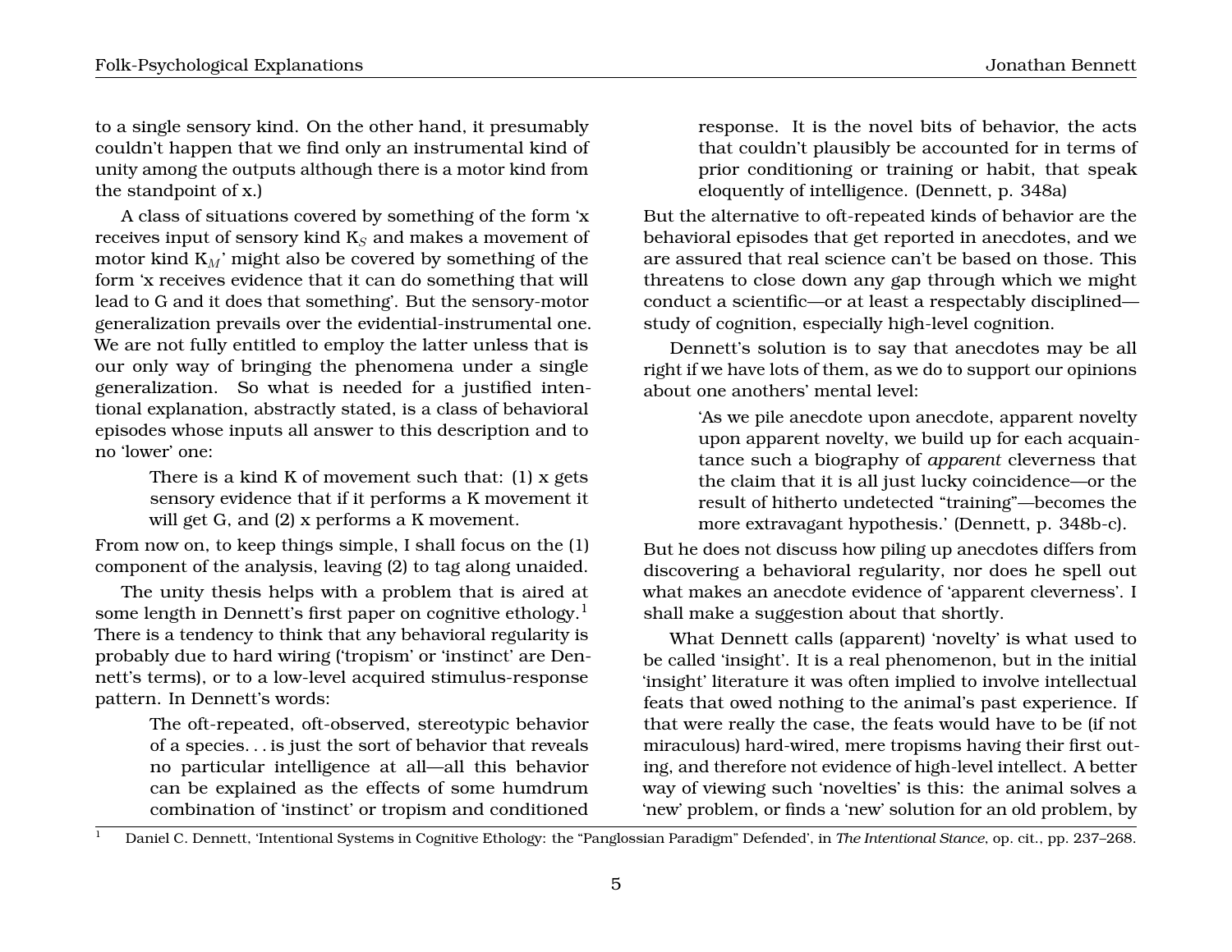to a single sensory kind. On the other hand, it presumably couldn't happen that we find only an instrumental kind of unity among the outputs although there is a motor kind from the standpoint of x.)

A class of situations covered by something of the form 'x receives input of sensory kind $K_S$ and makes a movement of motor kind $K_M$' might also be covered by something of the form 'x receives evidence that it can do something that will lead to G and it does that something'. But the sensory-motor generalization prevails over the evidential-instrumental one. We are not fully entitled to employ the latter unless that is our only way of bringing the phenomena under a single generalization. So what is needed for a justified intentional explanation, abstractly stated, is a class of behavioral episodes whose inputs all answer to this description and to no 'lower' one:

> There is a kind K of movement such that: (1) x gets sensory evidence that if it performs a K movement it will get G, and (2) x performs a K movement.

From now on, to keep things simple, I shall focus on the (1) component of the analysis, leaving (2) to tag along unaided.

The unity thesis helps with a problem that is aired at some length in Dennett's first paper on cognitive ethology.[1] There is a tendency to think that any behavioral regularity is probably due to hard wiring ('tropism' or 'instinct' are Dennett's terms), or to a low-level acquired stimulus-response pattern. In Dennett's words:

> The oft-repeated, oft-observed, stereotypic behavior of a species. . . is just the sort of behavior that reveals no particular intelligence at all—all this behavior can be explained as the effects of some humdrum combination of 'instinct' or tropism and conditioned response. It is the novel bits of behavior, the acts that couldn't plausibly be accounted for in terms of prior conditioning or training or habit, that speak eloquently of intelligence. (Dennett, p. 348a)

But the alternative to oft-repeated kinds of behavior are the behavioral episodes that get reported in anecdotes, and we are assured that real science can't be based on those. This threatens to close down any gap through which we might conduct a scientific—or at least a respectably disciplined—study of cognition, especially high-level cognition.

Dennett's solution is to say that anecdotes may be all right if we have lots of them, as we do to support our opinions about one anothers' mental level:

> 'As we pile anecdote upon anecdote, apparent novelty upon apparent novelty, we build up for each acquaintance such a biography of *apparent* cleverness that the claim that it is all just lucky coincidence—or the result of hitherto undetected "training"—becomes the more extravagant hypothesis.' (Dennett, p. 348b-c).

But he does not discuss how piling up anecdotes differs from discovering a behavioral regularity, nor does he spell out what makes an anecdote evidence of 'apparent cleverness'. I shall make a suggestion about that shortly.

What Dennett calls (apparent) 'novelty' is what used to be called 'insight'. It is a real phenomenon, but in the initial 'insight' literature it was often implied to involve intellectual feats that owed nothing to the animal's past experience. If that were really the case, the feats would have to be (if not miraculous) hard-wired, mere tropisms having their first outing, and therefore not evidence of high-level intellect. A better way of viewing such 'novelties' is this: the animal solves a 'new' problem, or finds a 'new' solution for an old problem, by

[1] Daniel C. Dennett, 'Intentional Systems in Cognitive Ethology: the "Panglossian Paradigm" Defended', in *The Intentional Stance*, op. cit., pp. 237–268.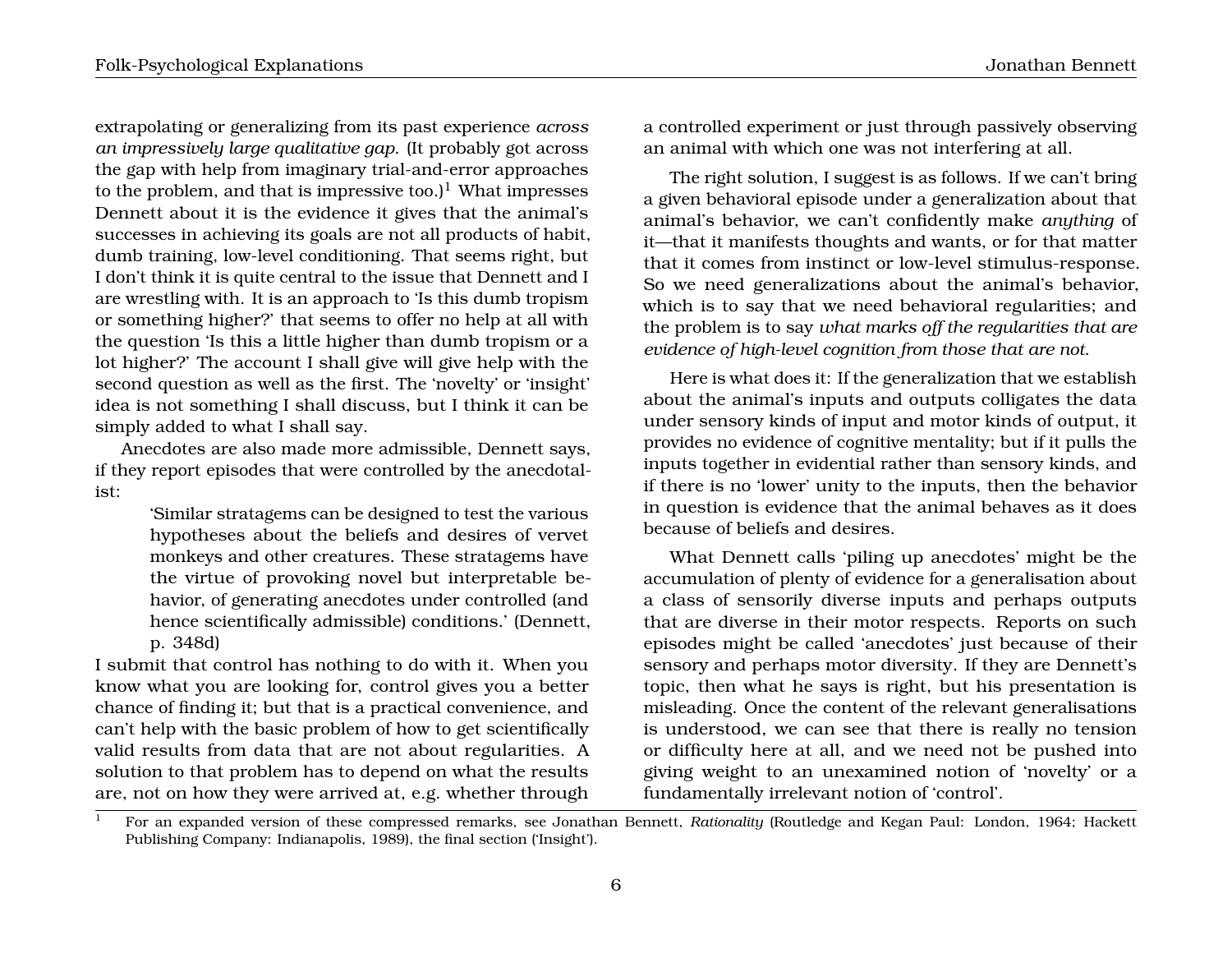extrapolating or generalizing from its past experience *across an impressively large qualitative gap*. (It probably got across the gap with help from imaginary trial-and-error approaches to the problem, and that is impressive too.)[1] What impresses Dennett about it is the evidence it gives that the animal's successes in achieving its goals are not all products of habit, dumb training, low-level conditioning. That seems right, but I don't think it is quite central to the issue that Dennett and I are wrestling with. It is an approach to 'Is this dumb tropism or something higher?' that seems to offer no help at all with the question 'Is this a little higher than dumb tropism or a lot higher?' The account I shall give will give help with the second question as well as the first. The 'novelty' or 'insight' idea is not something I shall discuss, but I think it can be simply added to what I shall say.

Anecdotes are also made more admissible, Dennett says, if they report episodes that were controlled by the anecdotalist:

> 'Similar stratagems can be designed to test the various hypotheses about the beliefs and desires of vervet monkeys and other creatures. These stratagems have the virtue of provoking novel but interpretable behavior, of generating anecdotes under controlled (and hence scientifically admissible) conditions.' (Dennett, p. 348d)

I submit that control has nothing to do with it. When you know what you are looking for, control gives you a better chance of finding it; but that is a practical convenience, and can't help with the basic problem of how to get scientifically valid results from data that are not about regularities. A solution to that problem has to depend on what the results are, not on how they were arrived at, e.g. whether through a controlled experiment or just through passively observing an animal with which one was not interfering at all.

The right solution, I suggest is as follows. If we can't bring a given behavioral episode under a generalization about that animal's behavior, we can't confidently make *anything* of it—that it manifests thoughts and wants, or for that matter that it comes from instinct or low-level stimulus-response. So we need generalizations about the animal's behavior, which is to say that we need behavioral regularities; and the problem is to say *what marks off the regularities that are evidence of high-level cognition from those that are not*.

Here is what does it: If the generalization that we establish about the animal's inputs and outputs colligates the data under sensory kinds of input and motor kinds of output, it provides no evidence of cognitive mentality; but if it pulls the inputs together in evidential rather than sensory kinds, and if there is no 'lower' unity to the inputs, then the behavior in question is evidence that the animal behaves as it does because of beliefs and desires.

What Dennett calls 'piling up anecdotes' might be the accumulation of plenty of evidence for a generalisation about a class of sensorily diverse inputs and perhaps outputs that are diverse in their motor respects. Reports on such episodes might be called 'anecdotes' just because of their sensory and perhaps motor diversity. If they are Dennett's topic, then what he says is right, but his presentation is misleading. Once the content of the relevant generalisations is understood, we can see that there is really no tension or difficulty here at all, and we need not be pushed into giving weight to an unexamined notion of 'novelty' or a fundamentally irrelevant notion of 'control'.

---

[1] For an expanded version of these compressed remarks, see Jonathan Bennett, *Rationality* (Routledge and Kegan Paul: London, 1964; Hackett Publishing Company: Indianapolis, 1989), the final section ('Insight').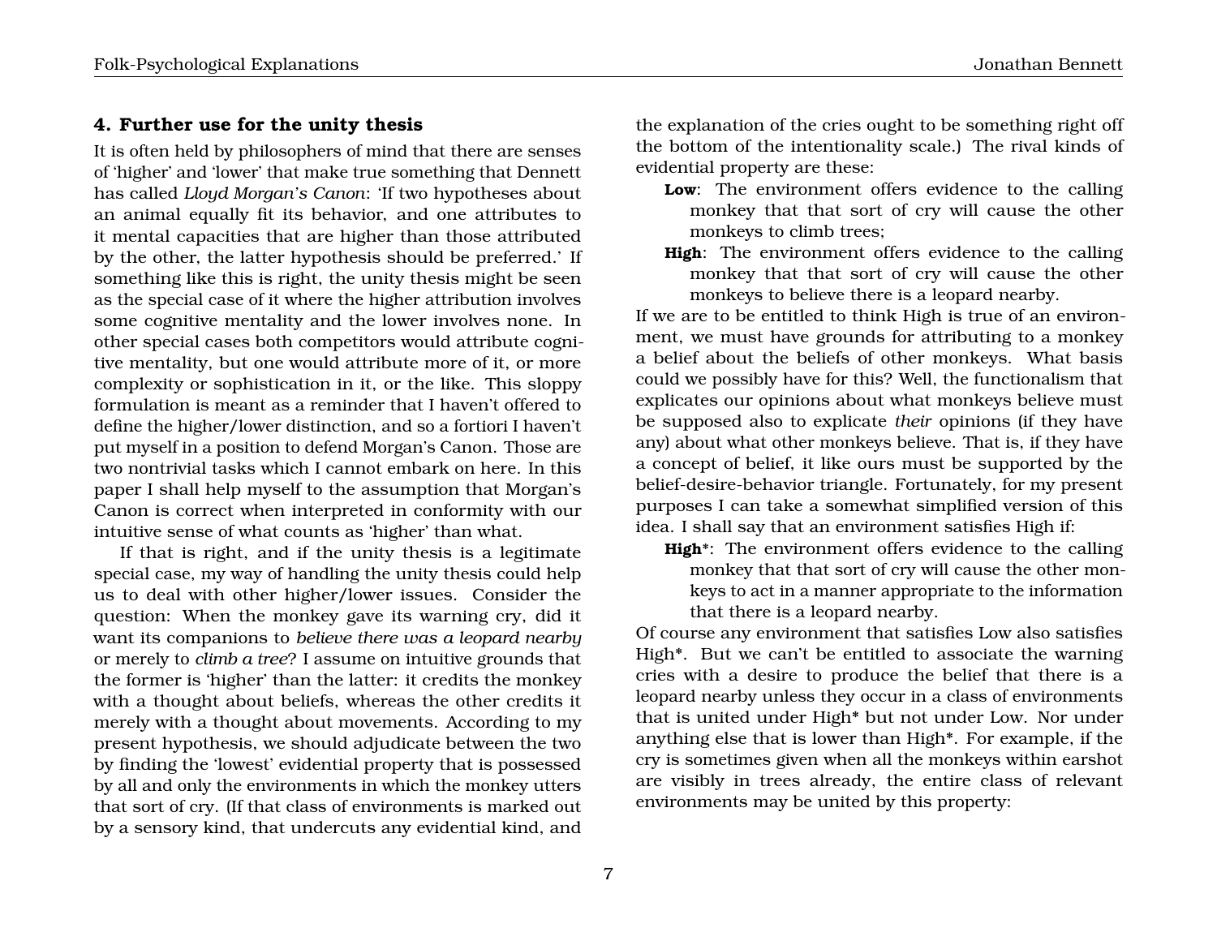## 4. Further use for the unity thesis

It is often held by philosophers of mind that there are senses of 'higher' and 'lower' that make true something that Dennett has called *Lloyd Morgan's Canon*: 'If two hypotheses about an animal equally fit its behavior, and one attributes to it mental capacities that are higher than those attributed by the other, the latter hypothesis should be preferred.' If something like this is right, the unity thesis might be seen as the special case of it where the higher attribution involves some cognitive mentality and the lower involves none. In other special cases both competitors would attribute cognitive mentality, but one would attribute more of it, or more complexity or sophistication in it, or the like. This sloppy formulation is meant as a reminder that I haven't offered to define the higher/lower distinction, and so a fortiori I haven't put myself in a position to defend Morgan's Canon. Those are two nontrivial tasks which I cannot embark on here. In this paper I shall help myself to the assumption that Morgan's Canon is correct when interpreted in conformity with our intuitive sense of what counts as 'higher' than what.

If that is right, and if the unity thesis is a legitimate special case, my way of handling the unity thesis could help us to deal with other higher/lower issues. Consider the question: When the monkey gave its warning cry, did it want its companions to *believe there was a leopard nearby* or merely to *climb a tree*? I assume on intuitive grounds that the former is 'higher' than the latter: it credits the monkey with a thought about beliefs, whereas the other credits it merely with a thought about movements. According to my present hypothesis, we should adjudicate between the two by finding the 'lowest' evidential property that is possessed by all and only the environments in which the monkey utters that sort of cry. (If that class of environments is marked out by a sensory kind, that undercuts any evidential kind, and the explanation of the cries ought to be something right off the bottom of the intentionality scale.) The rival kinds of evidential property are these:

> **Low**: The environment offers evidence to the calling monkey that that sort of cry will cause the other monkeys to climb trees;
>
> **High**: The environment offers evidence to the calling monkey that that sort of cry will cause the other monkeys to believe there is a leopard nearby.

If we are to be entitled to think High is true of an environment, we must have grounds for attributing to a monkey a belief about the beliefs of other monkeys. What basis could we possibly have for this? Well, the functionalism that explicates our opinions about what monkeys believe must be supposed also to explicate *their* opinions (if they have any) about what other monkeys believe. That is, if they have a concept of belief, it like ours must be supported by the belief-desire-behavior triangle. Fortunately, for my present purposes I can take a somewhat simplified version of this idea. I shall say that an environment satisfies High if:

> **High***: The environment offers evidence to the calling monkey that that sort of cry will cause the other monkeys to act in a manner appropriate to the information that there is a leopard nearby.

Of course any environment that satisfies Low also satisfies High*. But we can't be entitled to associate the warning cries with a desire to produce the belief that there is a leopard nearby unless they occur in a class of environments that is united under High* but not under Low. Nor under anything else that is lower than High*. For example, if the cry is sometimes given when all the monkeys within earshot are visibly in trees already, the entire class of relevant environments may be united by this property: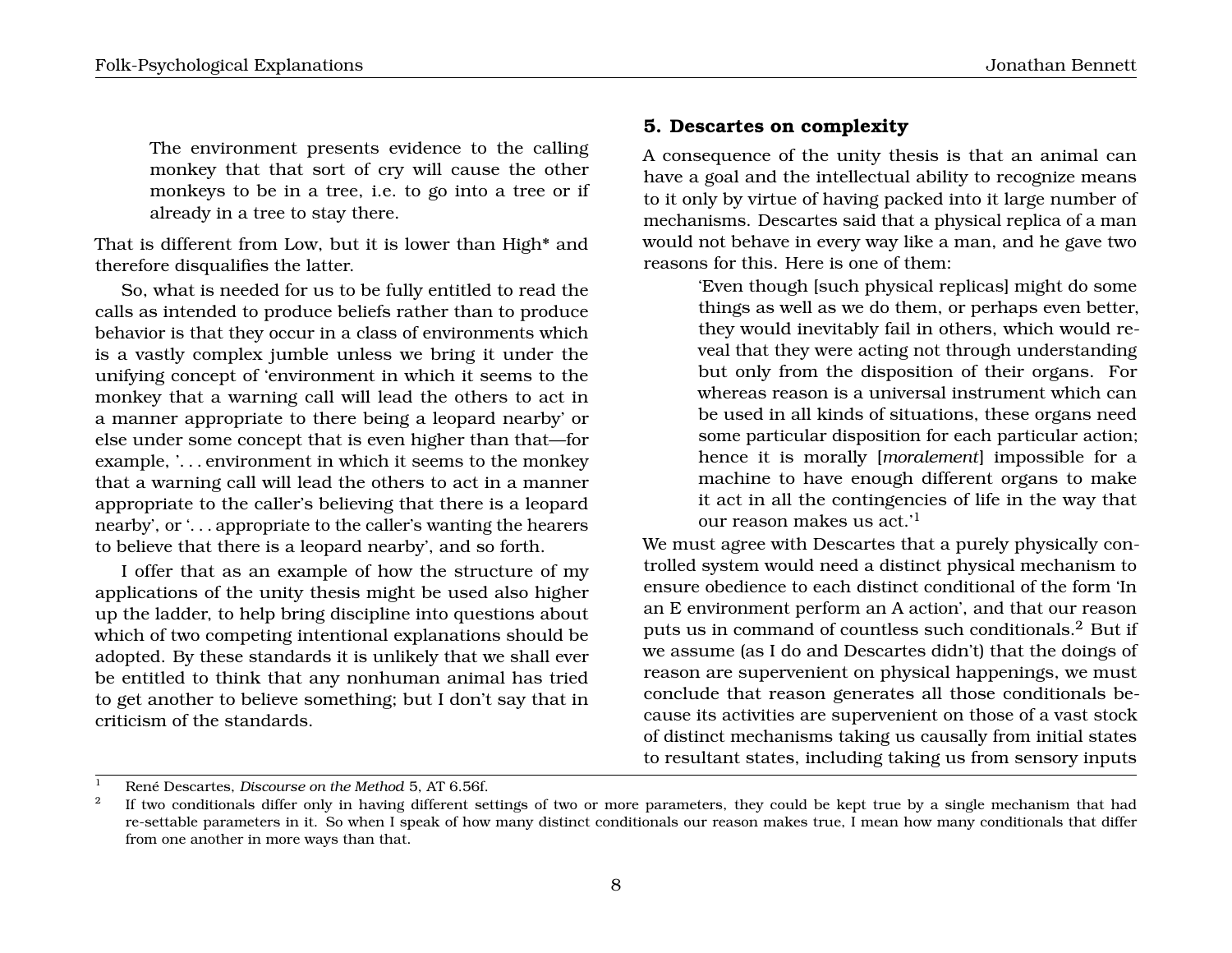> The environment presents evidence to the calling monkey that that sort of cry will cause the other monkeys to be in a tree, i.e. to go into a tree or if already in a tree to stay there.

That is different from Low, but it is lower than High* and therefore disqualifies the latter.

So, what is needed for us to be fully entitled to read the calls as intended to produce beliefs rather than to produce behavior is that they occur in a class of environments which is a vastly complex jumble unless we bring it under the unifying concept of 'environment in which it seems to the monkey that a warning call will lead the others to act in a manner appropriate to there being a leopard nearby' or else under some concept that is even higher than that—for example, '. . . environment in which it seems to the monkey that a warning call will lead the others to act in a manner appropriate to the caller's believing that there is a leopard nearby', or '. . . appropriate to the caller's wanting the hearers to believe that there is a leopard nearby', and so forth.

I offer that as an example of how the structure of my applications of the unity thesis might be used also higher up the ladder, to help bring discipline into questions about which of two competing intentional explanations should be adopted. By these standards it is unlikely that we shall ever be entitled to think that any nonhuman animal has tried to get another to believe something; but I don't say that in criticism of the standards.

### 5. Descartes on complexity

A consequence of the unity thesis is that an animal can have a goal and the intellectual ability to recognize means to it only by virtue of having packed into it large number of mechanisms. Descartes said that a physical replica of a man would not behave in every way like a man, and he gave two reasons for this. Here is one of them:

> 'Even though [such physical replicas] might do some things as well as we do them, or perhaps even better, they would inevitably fail in others, which would reveal that they were acting not through understanding but only from the disposition of their organs. For whereas reason is a universal instrument which can be used in all kinds of situations, these organs need some particular disposition for each particular action; hence it is morally [*moralement*] impossible for a machine to have enough different organs to make it act in all the contingencies of life in the way that our reason makes us act.'[1]

We must agree with Descartes that a purely physically controlled system would need a distinct physical mechanism to ensure obedience to each distinct conditional of the form 'In an E environment perform an A action', and that our reason puts us in command of countless such conditionals.[2] But if we assume (as I do and Descartes didn't) that the doings of reason are supervenient on physical happenings, we must conclude that reason generates all those conditionals because its activities are supervenient on those of a vast stock of distinct mechanisms taking us causally from initial states to resultant states, including taking us from sensory inputs

---

[1] René Descartes, *Discourse on the Method* 5, AT 6.56f.

[2] If two conditionals differ only in having different settings of two or more parameters, they could be kept true by a single mechanism that had re-settable parameters in it. So when I speak of how many distinct conditionals our reason makes true, I mean how many conditionals that differ from one another in more ways than that.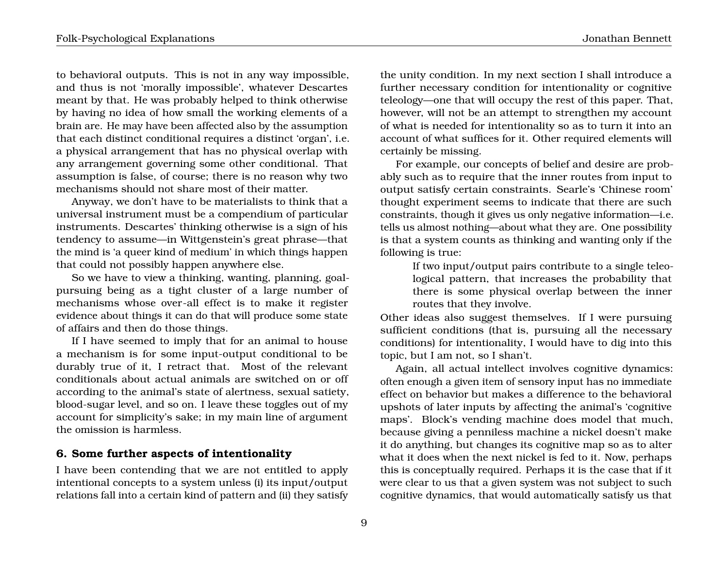to behavioral outputs. This is not in any way impossible, and thus is not 'morally impossible', whatever Descartes meant by that. He was probably helped to think otherwise by having no idea of how small the working elements of a brain are. He may have been affected also by the assumption that each distinct conditional requires a distinct 'organ', i.e. a physical arrangement that has no physical overlap with any arrangement governing some other conditional. That assumption is false, of course; there is no reason why two mechanisms should not share most of their matter.

Anyway, we don't have to be materialists to think that a universal instrument must be a compendium of particular instruments. Descartes' thinking otherwise is a sign of his tendency to assume—in Wittgenstein's great phrase—that the mind is 'a queer kind of medium' in which things happen that could not possibly happen anywhere else.

So we have to view a thinking, wanting, planning, goal-pursuing being as a tight cluster of a large number of mechanisms whose over-all effect is to make it register evidence about things it can do that will produce some state of affairs and then do those things.

If I have seemed to imply that for an animal to house a mechanism is for some input-output conditional to be durably true of it, I retract that. Most of the relevant conditionals about actual animals are switched on or off according to the animal's state of alertness, sexual satiety, blood-sugar level, and so on. I leave these toggles out of my account for simplicity's sake; in my main line of argument the omission is harmless.

## 6. Some further aspects of intentionality

I have been contending that we are not entitled to apply intentional concepts to a system unless (i) its input/output relations fall into a certain kind of pattern and (ii) they satisfy the unity condition. In my next section I shall introduce a further necessary condition for intentionality or cognitive teleology—one that will occupy the rest of this paper. That, however, will not be an attempt to strengthen my account of what is needed for intentionality so as to turn it into an account of what suffices for it. Other required elements will certainly be missing.

For example, our concepts of belief and desire are probably such as to require that the inner routes from input to output satisfy certain constraints. Searle's 'Chinese room' thought experiment seems to indicate that there are such constraints, though it gives us only negative information—i.e. tells us almost nothing—about what they are. One possibility is that a system counts as thinking and wanting only if the following is true:

> If two input/output pairs contribute to a single teleological pattern, that increases the probability that there is some physical overlap between the inner routes that they involve.

Other ideas also suggest themselves. If I were pursuing sufficient conditions (that is, pursuing all the necessary conditions) for intentionality, I would have to dig into this topic, but I am not, so I shan't.

Again, all actual intellect involves cognitive dynamics: often enough a given item of sensory input has no immediate effect on behavior but makes a difference to the behavioral upshots of later inputs by affecting the animal's 'cognitive maps'. Block's vending machine does model that much, because giving a penniless machine a nickel doesn't make it do anything, but changes its cognitive map so as to alter what it does when the next nickel is fed to it. Now, perhaps this is conceptually required. Perhaps it is the case that if it were clear to us that a given system was not subject to such cognitive dynamics, that would automatically satisfy us that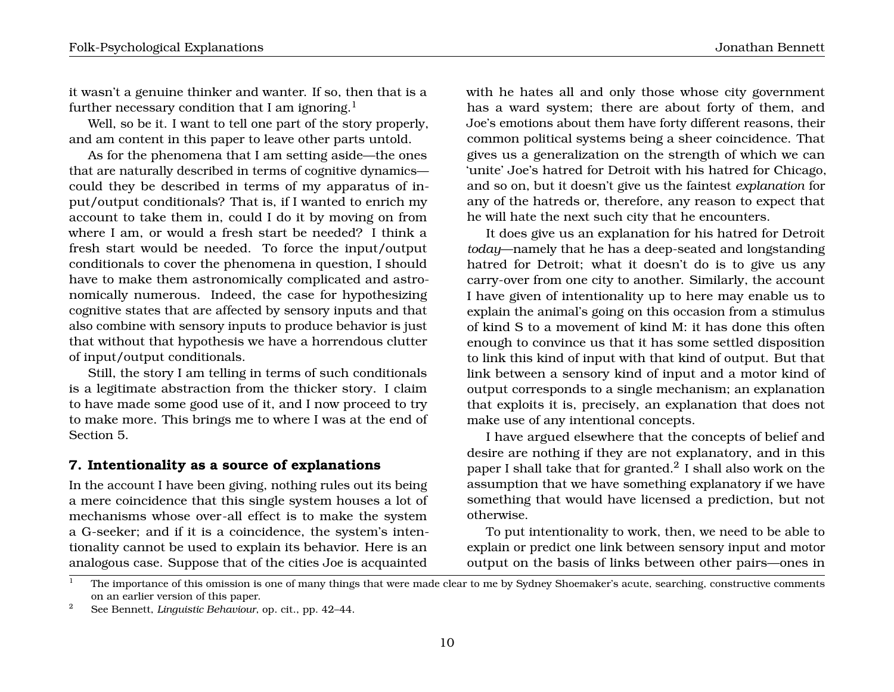it wasn't a genuine thinker and wanter. If so, then that is a further necessary condition that I am ignoring.[1]

Well, so be it. I want to tell one part of the story properly, and am content in this paper to leave other parts untold.

As for the phenomena that I am setting aside—the ones that are naturally described in terms of cognitive dynamics—could they be described in terms of my apparatus of input/output conditionals? That is, if I wanted to enrich my account to take them in, could I do it by moving on from where I am, or would a fresh start be needed? I think a fresh start would be needed. To force the input/output conditionals to cover the phenomena in question, I should have to make them astronomically complicated and astronomically numerous. Indeed, the case for hypothesizing cognitive states that are affected by sensory inputs and that also combine with sensory inputs to produce behavior is just that without that hypothesis we have a horrendous clutter of input/output conditionals.

Still, the story I am telling in terms of such conditionals is a legitimate abstraction from the thicker story. I claim to have made some good use of it, and I now proceed to try to make more. This brings me to where I was at the end of Section 5.

## 7. Intentionality as a source of explanations

In the account I have been giving, nothing rules out its being a mere coincidence that this single system houses a lot of mechanisms whose over-all effect is to make the system a G-seeker; and if it is a coincidence, the system's intentionality cannot be used to explain its behavior. Here is an analogous case. Suppose that of the cities Joe is acquainted with he hates all and only those whose city government has a ward system; there are about forty of them, and Joe's emotions about them have forty different reasons, their common political systems being a sheer coincidence. That gives us a generalization on the strength of which we can 'unite' Joe's hatred for Detroit with his hatred for Chicago, and so on, but it doesn't give us the faintest *explanation* for any of the hatreds or, therefore, any reason to expect that he will hate the next such city that he encounters.

It does give us an explanation for his hatred for Detroit *today*—namely that he has a deep-seated and longstanding hatred for Detroit; what it doesn't do is to give us any carry-over from one city to another. Similarly, the account I have given of intentionality up to here may enable us to explain the animal's going on this occasion from a stimulus of kind S to a movement of kind M: it has done this often enough to convince us that it has some settled disposition to link this kind of input with that kind of output. But that link between a sensory kind of input and a motor kind of output corresponds to a single mechanism; an explanation that exploits it is, precisely, an explanation that does not make use of any intentional concepts.

I have argued elsewhere that the concepts of belief and desire are nothing if they are not explanatory, and in this paper I shall take that for granted.[2] I shall also work on the assumption that we have something explanatory if we have something that would have licensed a prediction, but not otherwise.

To put intentionality to work, then, we need to be able to explain or predict one link between sensory input and motor output on the basis of links between other pairs—ones in

---

[1] The importance of this omission is one of many things that were made clear to me by Sydney Shoemaker's acute, searching, constructive comments on an earlier version of this paper.

[2] See Bennett, *Linguistic Behaviour*, op. cit., pp. 42–44.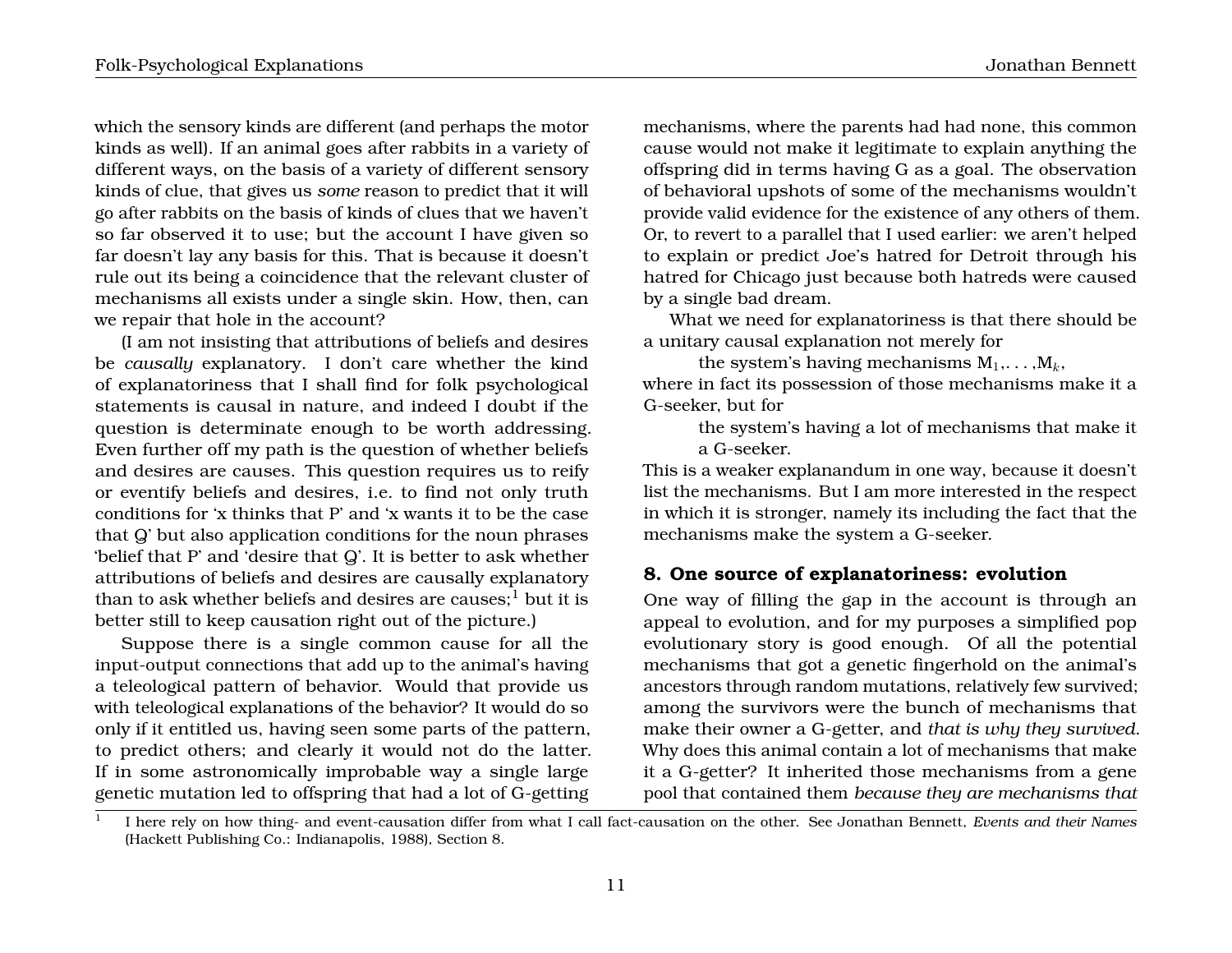which the sensory kinds are different (and perhaps the motor kinds as well). If an animal goes after rabbits in a variety of different ways, on the basis of a variety of different sensory kinds of clue, that gives us *some* reason to predict that it will go after rabbits on the basis of kinds of clues that we haven't so far observed it to use; but the account I have given so far doesn't lay any basis for this. That is because it doesn't rule out its being a coincidence that the relevant cluster of mechanisms all exists under a single skin. How, then, can we repair that hole in the account?

(I am not insisting that attributions of beliefs and desires be *causally* explanatory. I don't care whether the kind of explanatoriness that I shall find for folk psychological statements is causal in nature, and indeed I doubt if the question is determinate enough to be worth addressing. Even further off my path is the question of whether beliefs and desires are causes. This question requires us to reify or eventify beliefs and desires, i.e. to find not only truth conditions for 'x thinks that P' and 'x wants it to be the case that Q' but also application conditions for the noun phrases 'belief that P' and 'desire that Q'. It is better to ask whether attributions of beliefs and desires are causally explanatory than to ask whether beliefs and desires are causes;[1] but it is better still to keep causation right out of the picture.)

Suppose there is a single common cause for all the input-output connections that add up to the animal's having a teleological pattern of behavior. Would that provide us with teleological explanations of the behavior? It would do so only if it entitled us, having seen some parts of the pattern, to predict others; and clearly it would not do the latter. If in some astronomically improbable way a single large genetic mutation led to offspring that had a lot of G-getting mechanisms, where the parents had had none, this common cause would not make it legitimate to explain anything the offspring did in terms having G as a goal. The observation of behavioral upshots of some of the mechanisms wouldn't provide valid evidence for the existence of any others of them. Or, to revert to a parallel that I used earlier: we aren't helped to explain or predict Joe's hatred for Detroit through his hatred for Chicago just because both hatreds were caused by a single bad dream.

What we need for explanatoriness is that there should be a unitary causal explanation not merely for

> the system's having mechanisms $M_1, \ldots, M_k$,

where in fact its possession of those mechanisms make it a G-seeker, but for

> the system's having a lot of mechanisms that make it a G-seeker.

This is a weaker explanandum in one way, because it doesn't list the mechanisms. But I am more interested in the respect in which it is stronger, namely its including the fact that the mechanisms make the system a G-seeker.

## 8. One source of explanatoriness: evolution

One way of filling the gap in the account is through an appeal to evolution, and for my purposes a simplified pop evolutionary story is good enough. Of all the potential mechanisms that got a genetic fingerhold on the animal's ancestors through random mutations, relatively few survived; among the survivors were the bunch of mechanisms that make their owner a G-getter, and *that is why they survived*. Why does this animal contain a lot of mechanisms that make it a G-getter? It inherited those mechanisms from a gene pool that contained them *because they are mechanisms that*

[1] I here rely on how thing- and event-causation differ from what I call fact-causation on the other. See Jonathan Bennett, *Events and their Names* (Hackett Publishing Co.: Indianapolis, 1988), Section 8.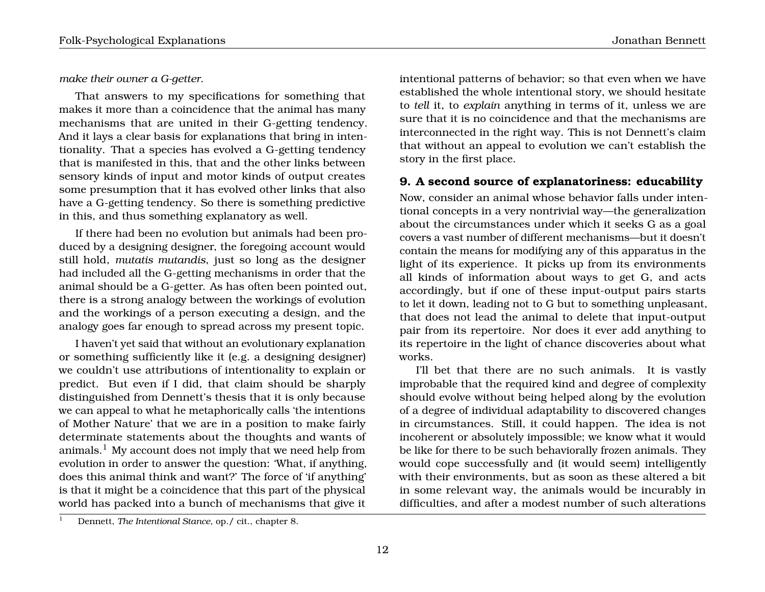*make their owner a G-getter.*

That answers to my specifications for something that makes it more than a coincidence that the animal has many mechanisms that are united in their G-getting tendency. And it lays a clear basis for explanations that bring in intentionality. That a species has evolved a G-getting tendency that is manifested in this, that and the other links between sensory kinds of input and motor kinds of output creates some presumption that it has evolved other links that also have a G-getting tendency. So there is something predictive in this, and thus something explanatory as well.

If there had been no evolution but animals had been produced by a designing designer, the foregoing account would still hold, *mutatis mutandis*, just so long as the designer had included all the G-getting mechanisms in order that the animal should be a G-getter. As has often been pointed out, there is a strong analogy between the workings of evolution and the workings of a person executing a design, and the analogy goes far enough to spread across my present topic.

I haven't yet said that without an evolutionary explanation or something sufficiently like it (e.g. a designing designer) we couldn't use attributions of intentionality to explain or predict. But even if I did, that claim should be sharply distinguished from Dennett's thesis that it is only because we can appeal to what he metaphorically calls 'the intentions of Mother Nature' that we are in a position to make fairly determinate statements about the thoughts and wants of animals.[1] My account does not imply that we need help from evolution in order to answer the question: 'What, if anything, does this animal think and want?' The force of 'if anything' is that it might be a coincidence that this part of the physical world has packed into a bunch of mechanisms that give it intentional patterns of behavior; so that even when we have established the whole intentional story, we should hesitate to *tell* it, to *explain* anything in terms of it, unless we are sure that it is no coincidence and that the mechanisms are interconnected in the right way. This is not Dennett's claim that without an appeal to evolution we can't establish the story in the first place.

### 9. A second source of explanatoriness: educability

Now, consider an animal whose behavior falls under intentional concepts in a very nontrivial way—the generalization about the circumstances under which it seeks G as a goal covers a vast number of different mechanisms—but it doesn't contain the means for modifying any of this apparatus in the light of its experience. It picks up from its environments all kinds of information about ways to get G, and acts accordingly, but if one of these input-output pairs starts to let it down, leading not to G but to something unpleasant, that does not lead the animal to delete that input-output pair from its repertoire. Nor does it ever add anything to its repertoire in the light of chance discoveries about what works.

I'll bet that there are no such animals. It is vastly improbable that the required kind and degree of complexity should evolve without being helped along by the evolution of a degree of individual adaptability to discovered changes in circumstances. Still, it could happen. The idea is not incoherent or absolutely impossible; we know what it would be like for there to be such behaviorally frozen animals. They would cope successfully and (it would seem) intelligently with their environments, but as soon as these altered a bit in some relevant way, the animals would be incurably in difficulties, and after a modest number of such alterations

[1] Dennett, *The Intentional Stance*, op./ cit., chapter 8.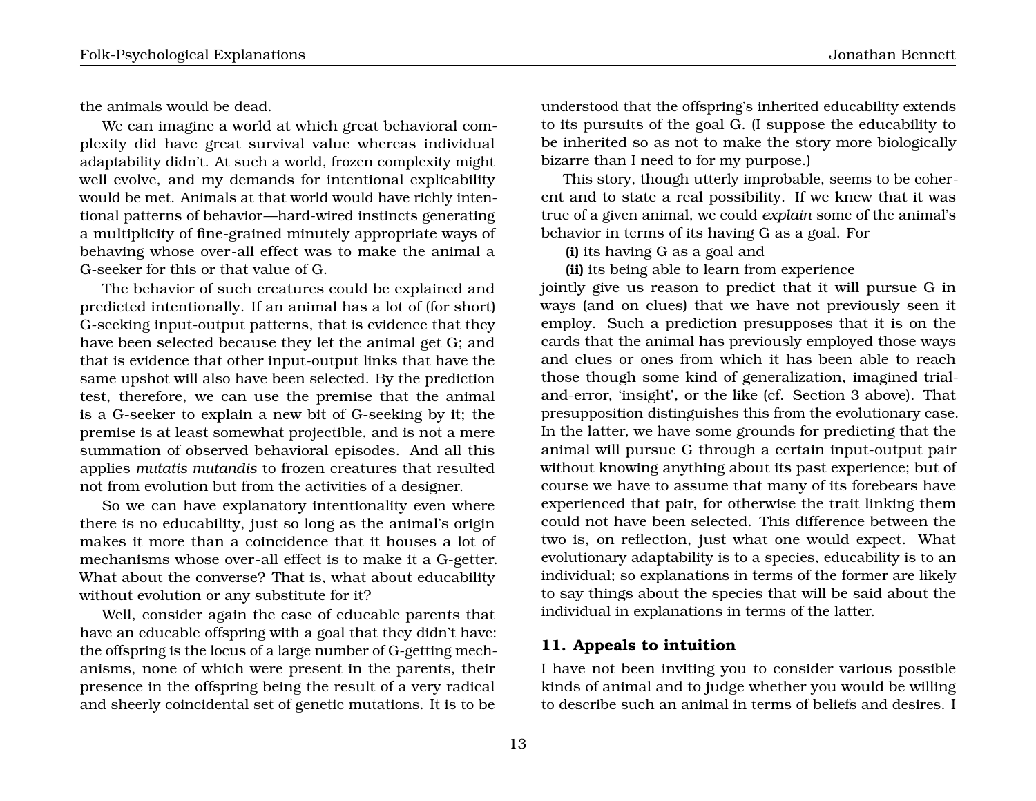the animals would be dead.

We can imagine a world at which great behavioral complexity did have great survival value whereas individual adaptability didn't. At such a world, frozen complexity might well evolve, and my demands for intentional explicability would be met. Animals at that world would have richly intentional patterns of behavior—hard-wired instincts generating a multiplicity of fine-grained minutely appropriate ways of behaving whose over-all effect was to make the animal a G-seeker for this or that value of G.

The behavior of such creatures could be explained and predicted intentionally. If an animal has a lot of (for short) G-seeking input-output patterns, that is evidence that they have been selected because they let the animal get G; and that is evidence that other input-output links that have the same upshot will also have been selected. By the prediction test, therefore, we can use the premise that the animal is a G-seeker to explain a new bit of G-seeking by it; the premise is at least somewhat projectible, and is not a mere summation of observed behavioral episodes. And all this applies *mutatis mutandis* to frozen creatures that resulted not from evolution but from the activities of a designer.

So we can have explanatory intentionality even where there is no educability, just so long as the animal's origin makes it more than a coincidence that it houses a lot of mechanisms whose over-all effect is to make it a G-getter. What about the converse? That is, what about educability without evolution or any substitute for it?

Well, consider again the case of educable parents that have an educable offspring with a goal that they didn't have: the offspring is the locus of a large number of G-getting mechanisms, none of which were present in the parents, their presence in the offspring being the result of a very radical and sheerly coincidental set of genetic mutations. It is to be understood that the offspring's inherited educability extends to its pursuits of the goal G. (I suppose the educability to be inherited so as not to make the story more biologically bizarre than I need to for my purpose.)

This story, though utterly improbable, seems to be coherent and to state a real possibility. If we knew that it was true of a given animal, we could *explain* some of the animal's behavior in terms of its having G as a goal. For

**(i)** its having G as a goal and

**(ii)** its being able to learn from experience

jointly give us reason to predict that it will pursue G in ways (and on clues) that we have not previously seen it employ. Such a prediction presupposes that it is on the cards that the animal has previously employed those ways and clues or ones from which it has been able to reach those though some kind of generalization, imagined trial-and-error, 'insight', or the like (cf. Section 3 above). That presupposition distinguishes this from the evolutionary case. In the latter, we have some grounds for predicting that the animal will pursue G through a certain input-output pair without knowing anything about its past experience; but of course we have to assume that many of its forebears have experienced that pair, for otherwise the trait linking them could not have been selected. This difference between the two is, on reflection, just what one would expect. What evolutionary adaptability is to a species, educability is to an individual; so explanations in terms of the former are likely to say things about the species that will be said about the individual in explanations in terms of the latter.

## 11. Appeals to intuition

I have not been inviting you to consider various possible kinds of animal and to judge whether you would be willing to describe such an animal in terms of beliefs and desires. I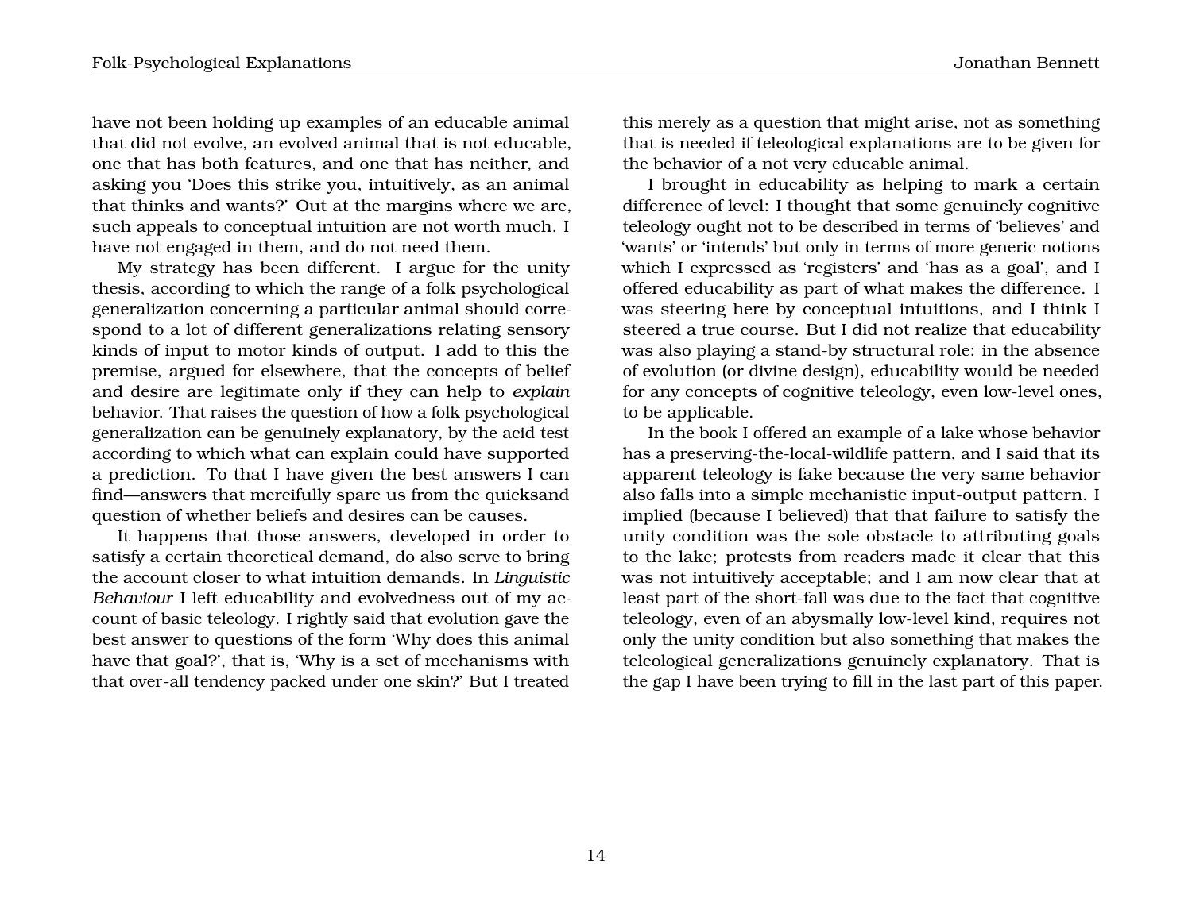have not been holding up examples of an educable animal that did not evolve, an evolved animal that is not educable, one that has both features, and one that has neither, and asking you 'Does this strike you, intuitively, as an animal that thinks and wants?' Out at the margins where we are, such appeals to conceptual intuition are not worth much. I have not engaged in them, and do not need them.

My strategy has been different. I argue for the unity thesis, according to which the range of a folk psychological generalization concerning a particular animal should correspond to a lot of different generalizations relating sensory kinds of input to motor kinds of output. I add to this the premise, argued for elsewhere, that the concepts of belief and desire are legitimate only if they can help to *explain* behavior. That raises the question of how a folk psychological generalization can be genuinely explanatory, by the acid test according to which what can explain could have supported a prediction. To that I have given the best answers I can find—answers that mercifully spare us from the quicksand question of whether beliefs and desires can be causes.

It happens that those answers, developed in order to satisfy a certain theoretical demand, do also serve to bring the account closer to what intuition demands. In *Linguistic Behaviour* I left educability and evolvedness out of my account of basic teleology. I rightly said that evolution gave the best answer to questions of the form 'Why does this animal have that goal?', that is, 'Why is a set of mechanisms with that over-all tendency packed under one skin?' But I treated this merely as a question that might arise, not as something that is needed if teleological explanations are to be given for the behavior of a not very educable animal.

I brought in educability as helping to mark a certain difference of level: I thought that some genuinely cognitive teleology ought not to be described in terms of 'believes' and 'wants' or 'intends' but only in terms of more generic notions which I expressed as 'registers' and 'has as a goal', and I offered educability as part of what makes the difference. I was steering here by conceptual intuitions, and I think I steered a true course. But I did not realize that educability was also playing a stand-by structural role: in the absence of evolution (or divine design), educability would be needed for any concepts of cognitive teleology, even low-level ones, to be applicable.

In the book I offered an example of a lake whose behavior has a preserving-the-local-wildlife pattern, and I said that its apparent teleology is fake because the very same behavior also falls into a simple mechanistic input-output pattern. I implied (because I believed) that that failure to satisfy the unity condition was the sole obstacle to attributing goals to the lake; protests from readers made it clear that this was not intuitively acceptable; and I am now clear that at least part of the short-fall was due to the fact that cognitive teleology, even of an abysmally low-level kind, requires not only the unity condition but also something that makes the teleological generalizations genuinely explanatory. That is the gap I have been trying to fill in the last part of this paper.